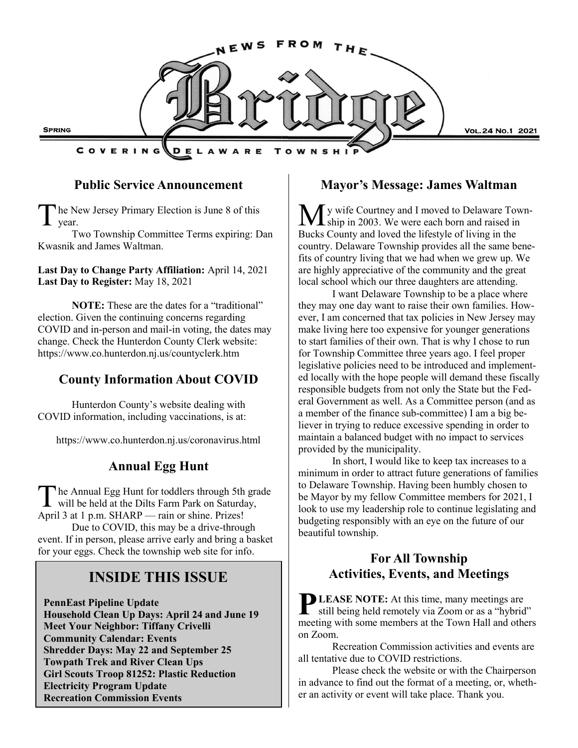# News from the Bridge

Spring — Vol. 24 No. 1 2021

Covering Delaware Township

## Public Service Announcement

The New Jersey Primary Election is June 8 of this year.

Two Township Committee Terms expiring: Dan Kwasnik and James Waltman.

**Last Day to Change Party Affiliation:** April 14, 2021
**Last Day to Register:** May 18, 2021

**NOTE:** These are the dates for a "traditional" election. Given the continuing concerns regarding COVID and in-person and mail-in voting, the dates may change. Check the Hunterdon County Clerk website: https://www.co.hunterdon.nj.us/countyclerk.htm

## County Information About COVID

Hunterdon County's website dealing with COVID information, including vaccinations, is at:

https://www.co.hunterdon.nj.us/coronavirus.html

## Annual Egg Hunt

The Annual Egg Hunt for toddlers through 5th grade will be held at the Dilts Farm Park on Saturday, April 3 at 1 p.m. SHARP — rain or shine. Prizes!

Due to COVID, this may be a drive-through event. If in person, please arrive early and bring a basket for your eggs. Check the township web site for info.

## INSIDE THIS ISSUE

**PennEast Pipeline Update**
**Household Clean Up Days: April 24 and June 19**
**Meet Your Neighbor: Tiffany Crivelli**
**Community Calendar: Events**
**Shredder Days: May 22 and September 25**
**Towpath Trek and River Clean Ups**
**Girl Scouts Troop 81252: Plastic Reduction**
**Electricity Program Update**
**Recreation Commission Events**

## Mayor's Message: James Waltman

My wife Courtney and I moved to Delaware Township in 2003. We were each born and raised in Bucks County and loved the lifestyle of living in the country. Delaware Township provides all the same benefits of country living that we had when we grew up. We are highly appreciative of the community and the great local school which our three daughters are attending.

I want Delaware Township to be a place where they may one day want to raise their own families. However, I am concerned that tax policies in New Jersey may make living here too expensive for younger generations to start families of their own. That is why I chose to run for Township Committee three years ago. I feel proper legislative policies need to be introduced and implemented locally with the hope people will demand these fiscally responsible budgets from not only the State but the Federal Government as well. As a Committee person (and as a member of the finance sub-committee) I am a big believer in trying to reduce excessive spending in order to maintain a balanced budget with no impact to services provided by the municipality.

In short, I would like to keep tax increases to a minimum in order to attract future generations of families to Delaware Township. Having been humbly chosen to be Mayor by my fellow Committee members for 2021, I look to use my leadership role to continue legislating and budgeting responsibly with an eye on the future of our beautiful township.

## For All Township Activities, Events, and Meetings

**PLEASE NOTE:** At this time, many meetings are still being held remotely via Zoom or as a "hybrid" meeting with some members at the Town Hall and others on Zoom.

Recreation Commission activities and events are all tentative due to COVID restrictions.

Please check the website or with the Chairperson in advance to find out the format of a meeting, or, whether an activity or event will take place. Thank you.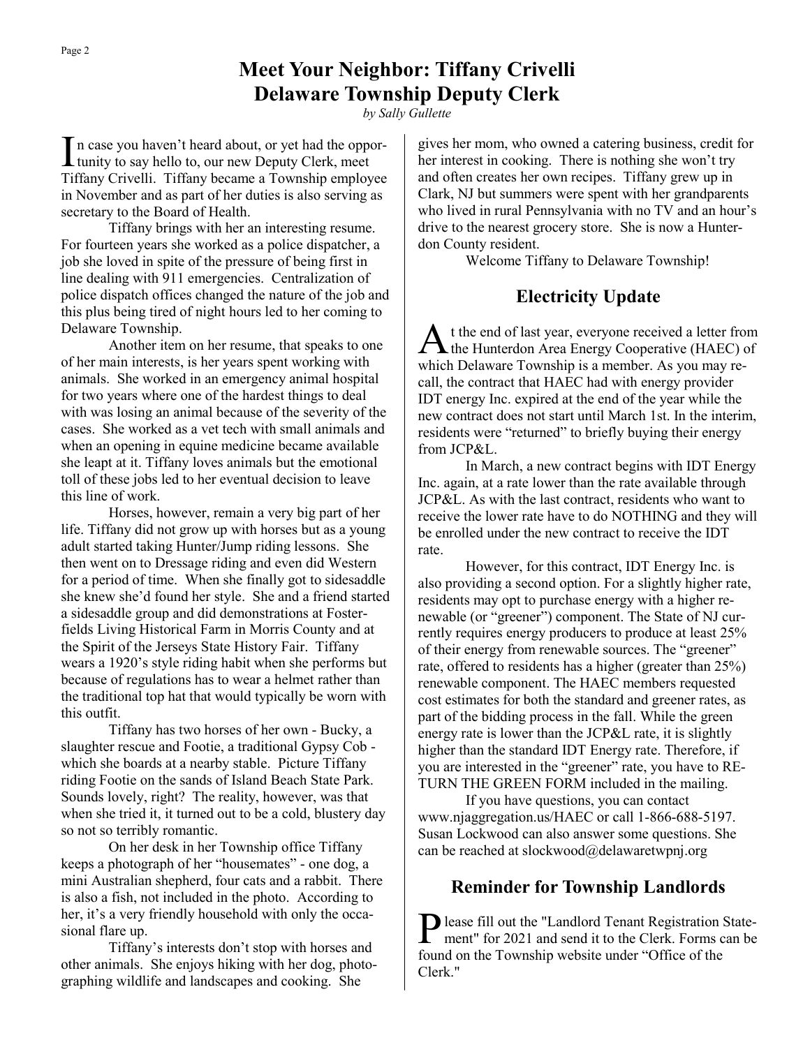# Meet Your Neighbor: Tiffany Crivelli
# Delaware Township Deputy Clerk

*by Sally Gullette*

In case you haven't heard about, or yet had the opportunity to say hello to, our new Deputy Clerk, meet Tiffany Crivelli. Tiffany became a Township employee in November and as part of her duties is also serving as secretary to the Board of Health.

Tiffany brings with her an interesting resume. For fourteen years she worked as a police dispatcher, a job she loved in spite of the pressure of being first in line dealing with 911 emergencies. Centralization of police dispatch offices changed the nature of the job and this plus being tired of night hours led to her coming to Delaware Township.

Another item on her resume, that speaks to one of her main interests, is her years spent working with animals. She worked in an emergency animal hospital for two years where one of the hardest things to deal with was losing an animal because of the severity of the cases. She worked as a vet tech with small animals and when an opening in equine medicine became available she leapt at it. Tiffany loves animals but the emotional toll of these jobs led to her eventual decision to leave this line of work.

Horses, however, remain a very big part of her life. Tiffany did not grow up with horses but as a young adult started taking Hunter/Jump riding lessons. She then went on to Dressage riding and even did Western for a period of time. When she finally got to sidesaddle she knew she'd found her style. She and a friend started a sidesaddle group and did demonstrations at Fosterfields Living Historical Farm in Morris County and at the Spirit of the Jerseys State History Fair. Tiffany wears a 1920's style riding habit when she performs but because of regulations has to wear a helmet rather than the traditional top hat that would typically be worn with this outfit.

Tiffany has two horses of her own - Bucky, a slaughter rescue and Footie, a traditional Gypsy Cob - which she boards at a nearby stable. Picture Tiffany riding Footie on the sands of Island Beach State Park. Sounds lovely, right? The reality, however, was that when she tried it, it turned out to be a cold, blustery day so not so terribly romantic.

On her desk in her Township office Tiffany keeps a photograph of her "housemates" - one dog, a mini Australian shepherd, four cats and a rabbit. There is also a fish, not included in the photo. According to her, it's a very friendly household with only the occasional flare up.

Tiffany's interests don't stop with horses and other animals. She enjoys hiking with her dog, photographing wildlife and landscapes and cooking. She gives her mom, who owned a catering business, credit for her interest in cooking. There is nothing she won't try and often creates her own recipes. Tiffany grew up in Clark, NJ but summers were spent with her grandparents who lived in rural Pennsylvania with no TV and an hour's drive to the nearest grocery store. She is now a Hunterdon County resident.

Welcome Tiffany to Delaware Township!

## Electricity Update

At the end of last year, everyone received a letter from the Hunterdon Area Energy Cooperative (HAEC) of which Delaware Township is a member. As you may recall, the contract that HAEC had with energy provider IDT energy Inc. expired at the end of the year while the new contract does not start until March 1st. In the interim, residents were "returned" to briefly buying their energy from JCP&L.

In March, a new contract begins with IDT Energy Inc. again, at a rate lower than the rate available through JCP&L. As with the last contract, residents who want to receive the lower rate have to do NOTHING and they will be enrolled under the new contract to receive the IDT rate.

However, for this contract, IDT Energy Inc. is also providing a second option. For a slightly higher rate, residents may opt to purchase energy with a higher renewable (or "greener") component. The State of NJ currently requires energy producers to produce at least 25% of their energy from renewable sources. The "greener" rate, offered to residents has a higher (greater than 25%) renewable component. The HAEC members requested cost estimates for both the standard and greener rates, as part of the bidding process in the fall. While the green energy rate is lower than the JCP&L rate, it is slightly higher than the standard IDT Energy rate. Therefore, if you are interested in the "greener" rate, you have to RETURN THE GREEN FORM included in the mailing.

If you have questions, you can contact www.njaggregation.us/HAEC or call 1-866-688-5197. Susan Lockwood can also answer some questions. She can be reached at slockwood@delawaretwpnj.org

## Reminder for Township Landlords

Please fill out the "Landlord Tenant Registration Statement" for 2021 and send it to the Clerk. Forms can be found on the Township website under "Office of the Clerk."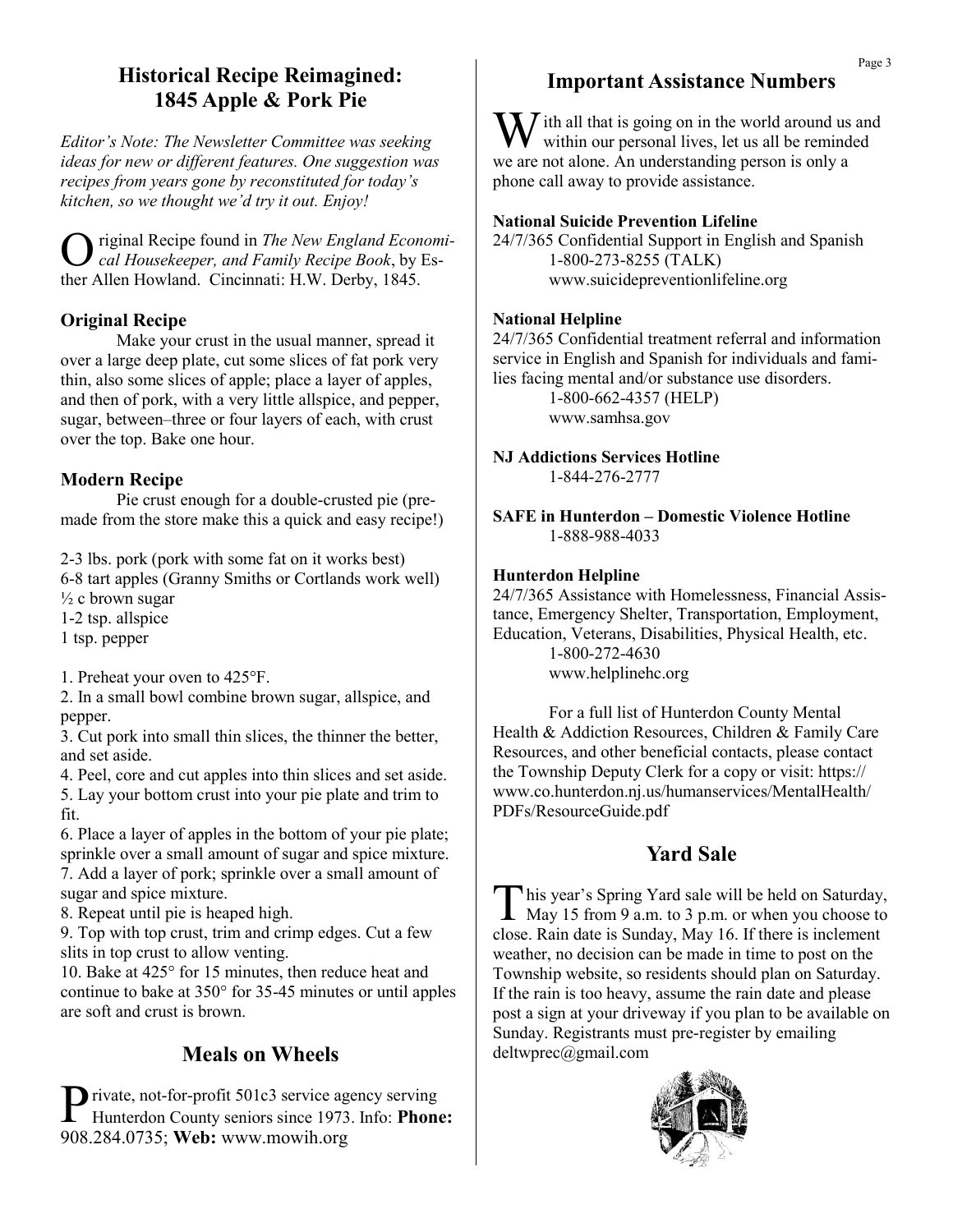## Historical Recipe Reimagined: 1845 Apple & Pork Pie

*Editor's Note: The Newsletter Committee was seeking ideas for new or different features. One suggestion was recipes from years gone by reconstituted for today's kitchen, so we thought we'd try it out. Enjoy!*

Original Recipe found in *The New England Economical Housekeeper, and Family Recipe Book*, by Esther Allen Howland. Cincinnati: H.W. Derby, 1845.

### Original Recipe

Make your crust in the usual manner, spread it over a large deep plate, cut some slices of fat pork very thin, also some slices of apple; place a layer of apples, and then of pork, with a very little allspice, and pepper, sugar, between–three or four layers of each, with crust over the top. Bake one hour.

### Modern Recipe

Pie crust enough for a double-crusted pie (premade from the store make this a quick and easy recipe!)

2-3 lbs. pork (pork with some fat on it works best)
6-8 tart apples (Granny Smiths or Cortlands work well)
½ c brown sugar
1-2 tsp. allspice
1 tsp. pepper

1. Preheat your oven to 425°F.
2. In a small bowl combine brown sugar, allspice, and pepper.
3. Cut pork into small thin slices, the thinner the better, and set aside.
4. Peel, core and cut apples into thin slices and set aside.
5. Lay your bottom crust into your pie plate and trim to fit.
6. Place a layer of apples in the bottom of your pie plate; sprinkle over a small amount of sugar and spice mixture.
7. Add a layer of pork; sprinkle over a small amount of sugar and spice mixture.
8. Repeat until pie is heaped high.
9. Top with top crust, trim and crimp edges. Cut a few slits in top crust to allow venting.
10. Bake at 425° for 15 minutes, then reduce heat and continue to bake at 350° for 35-45 minutes or until apples are soft and crust is brown.

## Meals on Wheels

Private, not-for-profit 501c3 service agency serving Hunterdon County seniors since 1973. Info: **Phone:** 908.284.0735; **Web:** www.mowih.org

## Important Assistance Numbers

With all that is going on in the world around us and within our personal lives, let us all be reminded we are not alone. An understanding person is only a phone call away to provide assistance.

**National Suicide Prevention Lifeline**
24/7/365 Confidential Support in English and Spanish
1-800-273-8255 (TALK)
www.suicidepreventionlifeline.org

**National Helpline**
24/7/365 Confidential treatment referral and information service in English and Spanish for individuals and families facing mental and/or substance use disorders.
1-800-662-4357 (HELP)
www.samhsa.gov

**NJ Addictions Services Hotline**
1-844-276-2777

**SAFE in Hunterdon – Domestic Violence Hotline**
1-888-988-4033

**Hunterdon Helpline**
24/7/365 Assistance with Homelessness, Financial Assistance, Emergency Shelter, Transportation, Employment, Education, Veterans, Disabilities, Physical Health, etc.
1-800-272-4630
www.helplinehc.org

For a full list of Hunterdon County Mental Health & Addiction Resources, Children & Family Care Resources, and other beneficial contacts, please contact the Township Deputy Clerk for a copy or visit: https://www.co.hunterdon.nj.us/humanservices/MentalHealth/PDFs/ResourceGuide.pdf

## Yard Sale

This year's Spring Yard sale will be held on Saturday, May 15 from 9 a.m. to 3 p.m. or when you choose to close. Rain date is Sunday, May 16. If there is inclement weather, no decision can be made in time to post on the Township website, so residents should plan on Saturday. If the rain is too heavy, assume the rain date and please post a sign at your driveway if you plan to be available on Sunday. Registrants must pre-register by emailing deltwprec@gmail.com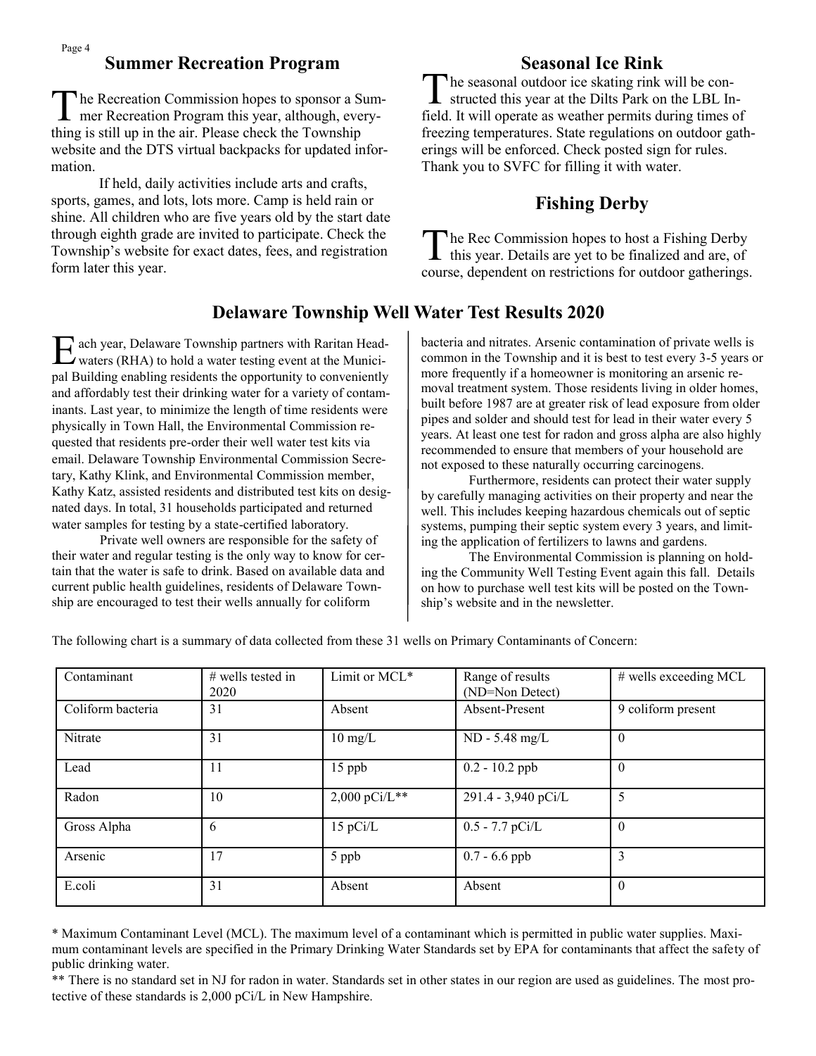## Summary Recreation Program

The Recreation Commission hopes to sponsor a Summer Recreation Program this year, although, everything is still up in the air. Please check the Township website and the DTS virtual backpacks for updated information.

If held, daily activities include arts and crafts, sports, games, and lots, lots more. Camp is held rain or shine. All children who are five years old by the start date through eighth grade are invited to participate. Check the Township's website for exact dates, fees, and registration form later this year.

## Seasonal Ice Rink

The seasonal outdoor ice skating rink will be constructed this year at the Dilts Park on the LBL Infield. It will operate as weather permits during times of freezing temperatures. State regulations on outdoor gatherings will be enforced. Check posted sign for rules. Thank you to SVFC for filling it with water.

## Fishing Derby

The Rec Commission hopes to host a Fishing Derby this year. Details are yet to be finalized and are, of course, dependent on restrictions for outdoor gatherings.

## Delaware Township Well Water Test Results 2020

Each year, Delaware Township partners with Raritan Headwaters (RHA) to hold a water testing event at the Municipal Building enabling residents the opportunity to conveniently and affordably test their drinking water for a variety of contaminants. Last year, to minimize the length of time residents were physically in Town Hall, the Environmental Commission requested that residents pre-order their well water test kits via email. Delaware Township Environmental Commission Secretary, Kathy Klink, and Environmental Commission member, Kathy Katz, assisted residents and distributed test kits on designated days. In total, 31 households participated and returned water samples for testing by a state-certified laboratory.

Private well owners are responsible for the safety of their water and regular testing is the only way to know for certain that the water is safe to drink. Based on available data and current public health guidelines, residents of Delaware Township are encouraged to test their wells annually for coliform bacteria and nitrates. Arsenic contamination of private wells is common in the Township and it is best to test every 3-5 years or more frequently if a homeowner is monitoring an arsenic removal treatment system. Those residents living in older homes, built before 1987 are at greater risk of lead exposure from older pipes and solder and should test for lead in their water every 5 years. At least one test for radon and gross alpha are also highly recommended to ensure that members of your household are not exposed to these naturally occurring carcinogens.

Furthermore, residents can protect their water supply by carefully managing activities on their property and near the well. This includes keeping hazardous chemicals out of septic systems, pumping their septic system every 3 years, and limiting the application of fertilizers to lawns and gardens.

The Environmental Commission is planning on holding the Community Well Testing Event again this fall. Details on how to purchase well test kits will be posted on the Township's website and in the newsletter.

The following chart is a summary of data collected from these 31 wells on Primary Contaminants of Concern:

| Contaminant | # wells tested in 2020 | Limit or MCL* | Range of results (ND=Non Detect) | # wells exceeding MCL |
|---|---|---|---|---|
| Coliform bacteria | 31 | Absent | Absent-Present | 9 coliform present |
| Nitrate | 31 | 10 mg/L | ND - 5.48 mg/L | 0 |
| Lead | 11 | 15 ppb | 0.2 - 10.2 ppb | 0 |
| Radon | 10 | 2,000 pCi/L** | 291.4 - 3,940 pCi/L | 5 |
| Gross Alpha | 6 | 15 pCi/L | 0.5 - 7.7 pCi/L | 0 |
| Arsenic | 17 | 5 ppb | 0.7 - 6.6 ppb | 3 |
| E.coli | 31 | Absent | Absent | 0 |

* Maximum Contaminant Level (MCL). The maximum level of a contaminant which is permitted in public water supplies. Maximum contaminant levels are specified in the Primary Drinking Water Standards set by EPA for contaminants that affect the safety of public drinking water.

** There is no standard set in NJ for radon in water. Standards set in other states in our region are used as guidelines. The most protective of these standards is 2,000 pCi/L in New Hampshire.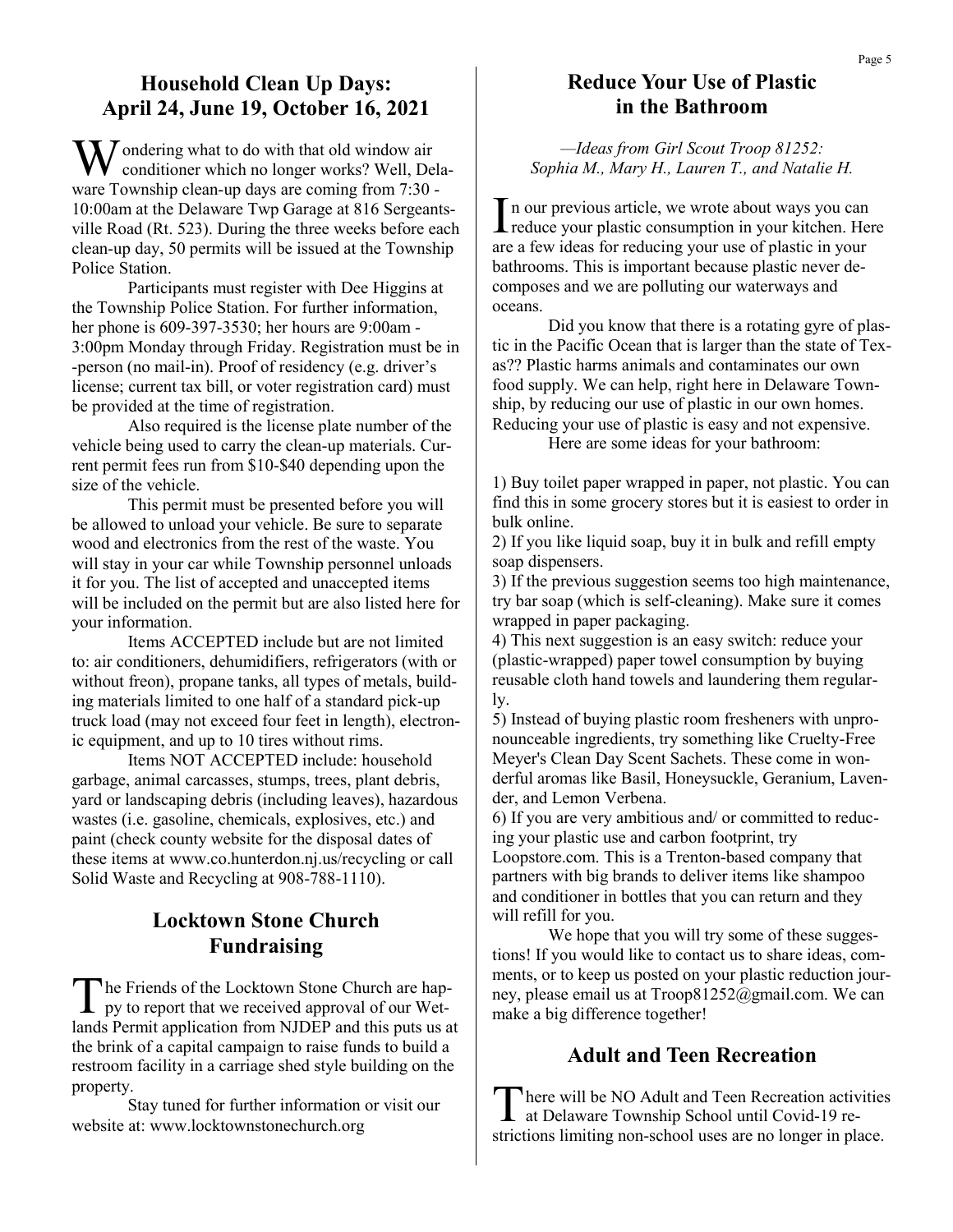## Household Clean Up Days: April 24, June 19, October 16, 2021

Wondering what to do with that old window air conditioner which no longer works? Well, Delaware Township clean-up days are coming from 7:30 - 10:00am at the Delaware Twp Garage at 816 Sergeantsville Road (Rt. 523). During the three weeks before each clean-up day, 50 permits will be issued at the Township Police Station.

Participants must register with Dee Higgins at the Township Police Station. For further information, her phone is 609-397-3530; her hours are 9:00am - 3:00pm Monday through Friday. Registration must be in-person (no mail-in). Proof of residency (e.g. driver's license; current tax bill, or voter registration card) must be provided at the time of registration.

Also required is the license plate number of the vehicle being used to carry the clean-up materials. Current permit fees run from $10-$40 depending upon the size of the vehicle.

This permit must be presented before you will be allowed to unload your vehicle. Be sure to separate wood and electronics from the rest of the waste. You will stay in your car while Township personnel unloads it for you. The list of accepted and unaccepted items will be included on the permit but are also listed here for your information.

Items ACCEPTED include but are not limited to: air conditioners, dehumidifiers, refrigerators (with or without freon), propane tanks, all types of metals, building materials limited to one half of a standard pick-up truck load (may not exceed four feet in length), electronic equipment, and up to 10 tires without rims.

Items NOT ACCEPTED include: household garbage, animal carcasses, stumps, trees, plant debris, yard or landscaping debris (including leaves), hazardous wastes (i.e. gasoline, chemicals, explosives, etc.) and paint (check county website for the disposal dates of these items at www.co.hunterdon.nj.us/recycling or call Solid Waste and Recycling at 908-788-1110).

## Locktown Stone Church Fundraising

The Friends of the Locktown Stone Church are happy to report that we received approval of our Wetlands Permit application from NJDEP and this puts us at the brink of a capital campaign to raise funds to build a restroom facility in a carriage shed style building on the property.

Stay tuned for further information or visit our website at: www.locktownstonechurch.org

## Reduce Your Use of Plastic in the Bathroom

*—Ideas from Girl Scout Troop 81252: Sophia M., Mary H., Lauren T., and Natalie H.*

In our previous article, we wrote about ways you can reduce your plastic consumption in your kitchen. Here are a few ideas for reducing your use of plastic in your bathrooms. This is important because plastic never decomposes and we are polluting our waterways and oceans.

Did you know that there is a rotating gyre of plastic in the Pacific Ocean that is larger than the state of Texas?? Plastic harms animals and contaminates our own food supply. We can help, right here in Delaware Township, by reducing our use of plastic in our own homes. Reducing your use of plastic is easy and not expensive.

Here are some ideas for your bathroom:

1) Buy toilet paper wrapped in paper, not plastic. You can find this in some grocery stores but it is easiest to order in bulk online.
2) If you like liquid soap, buy it in bulk and refill empty soap dispensers.
3) If the previous suggestion seems too high maintenance, try bar soap (which is self-cleaning). Make sure it comes wrapped in paper packaging.
4) This next suggestion is an easy switch: reduce your (plastic-wrapped) paper towel consumption by buying reusable cloth hand towels and laundering them regularly.
5) Instead of buying plastic room fresheners with unpronounceable ingredients, try something like Cruelty-Free Meyer's Clean Day Scent Sachets. These come in wonderful aromas like Basil, Honeysuckle, Geranium, Lavender, and Lemon Verbena.
6) If you are very ambitious and/ or committed to reducing your plastic use and carbon footprint, try Loopstore.com. This is a Trenton-based company that partners with big brands to deliver items like shampoo and conditioner in bottles that you can return and they will refill for you.

We hope that you will try some of these suggestions! If you would like to contact us to share ideas, comments, or to keep us posted on your plastic reduction journey, please email us at Troop81252@gmail.com. We can make a big difference together!

## Adult and Teen Recreation

There will be NO Adult and Teen Recreation activities at Delaware Township School until Covid-19 restrictions limiting non-school uses are no longer in place.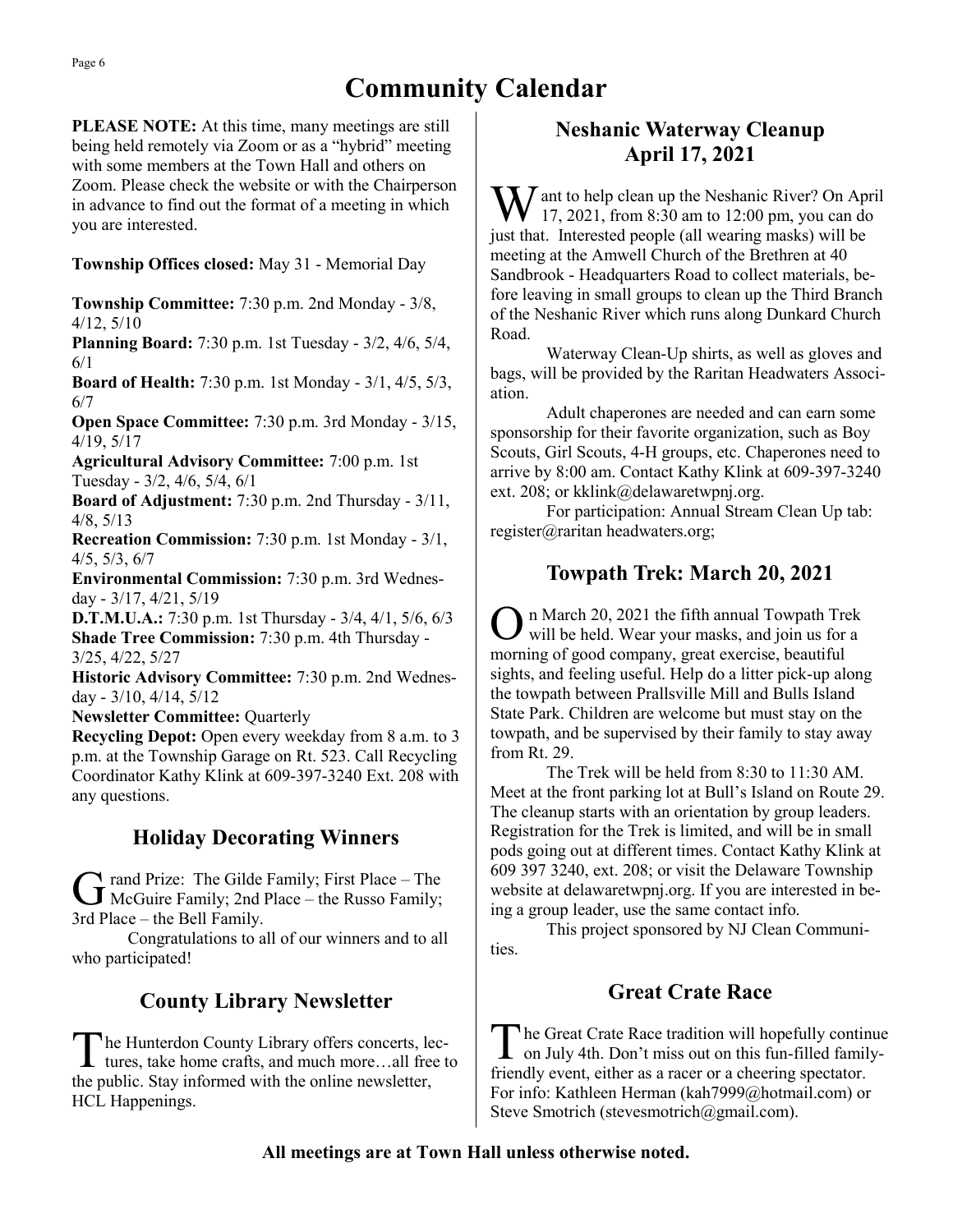# Community Calendar

**PLEASE NOTE:** At this time, many meetings are still being held remotely via Zoom or as a "hybrid" meeting with some members at the Town Hall and others on Zoom. Please check the website or with the Chairperson in advance to find out the format of a meeting in which you are interested.

**Township Offices closed:** May 31 - Memorial Day

**Township Committee:** 7:30 p.m. 2nd Monday - 3/8, 4/12, 5/10
**Planning Board:** 7:30 p.m. 1st Tuesday - 3/2, 4/6, 5/4, 6/1
**Board of Health:** 7:30 p.m. 1st Monday - 3/1, 4/5, 5/3, 6/7
**Open Space Committee:** 7:30 p.m. 3rd Monday - 3/15, 4/19, 5/17
**Agricultural Advisory Committee:** 7:00 p.m. 1st Tuesday - 3/2, 4/6, 5/4, 6/1
**Board of Adjustment:** 7:30 p.m. 2nd Thursday - 3/11, 4/8, 5/13
**Recreation Commission:** 7:30 p.m. 1st Monday - 3/1, 4/5, 5/3, 6/7
**Environmental Commission:** 7:30 p.m. 3rd Wednesday - 3/17, 4/21, 5/19
**D.T.M.U.A.:** 7:30 p.m. 1st Thursday - 3/4, 4/1, 5/6, 6/3
**Shade Tree Commission:** 7:30 p.m. 4th Thursday - 3/25, 4/22, 5/27
**Historic Advisory Committee:** 7:30 p.m. 2nd Wednesday - 3/10, 4/14, 5/12
**Newsletter Committee:** Quarterly
**Recycling Depot:** Open every weekday from 8 a.m. to 3 p.m. at the Township Garage on Rt. 523. Call Recycling Coordinator Kathy Klink at 609-397-3240 Ext. 208 with any questions.

## Holiday Decorating Winners

Grand Prize: The Gilde Family; First Place – The McGuire Family; 2nd Place – the Russo Family; 3rd Place – the Bell Family.

Congratulations to all of our winners and to all who participated!

## County Library Newsletter

The Hunterdon County Library offers concerts, lectures, take home crafts, and much more…all free to the public. Stay informed with the online newsletter, HCL Happenings.

## Neshanic Waterway Cleanup April 17, 2021

Want to help clean up the Neshanic River? On April 17, 2021, from 8:30 am to 12:00 pm, you can do just that. Interested people (all wearing masks) will be meeting at the Amwell Church of the Brethren at 40 Sandbrook - Headquarters Road to collect materials, before leaving in small groups to clean up the Third Branch of the Neshanic River which runs along Dunkard Church Road.

Waterway Clean-Up shirts, as well as gloves and bags, will be provided by the Raritan Headwaters Association.

Adult chaperones are needed and can earn some sponsorship for their favorite organization, such as Boy Scouts, Girl Scouts, 4-H groups, etc. Chaperones need to arrive by 8:00 am. Contact Kathy Klink at 609-397-3240 ext. 208; or kklink@delawaretwpnj.org.

For participation: Annual Stream Clean Up tab: register@raritan headwaters.org;

## Towpath Trek: March 20, 2021

On March 20, 2021 the fifth annual Towpath Trek will be held. Wear your masks, and join us for a morning of good company, great exercise, beautiful sights, and feeling useful. Help do a litter pick-up along the towpath between Prallsville Mill and Bulls Island State Park. Children are welcome but must stay on the towpath, and be supervised by their family to stay away from Rt. 29.

The Trek will be held from 8:30 to 11:30 AM. Meet at the front parking lot at Bull's Island on Route 29. The cleanup starts with an orientation by group leaders. Registration for the Trek is limited, and will be in small pods going out at different times. Contact Kathy Klink at 609 397 3240, ext. 208; or visit the Delaware Township website at delawaretwpnj.org. If you are interested in being a group leader, use the same contact info.

This project sponsored by NJ Clean Communities.

## Great Crate Race

The Great Crate Race tradition will hopefully continue on July 4th. Don't miss out on this fun-filled family-friendly event, either as a racer or a cheering spectator. For info: Kathleen Herman (kah7999@hotmail.com) or Steve Smotrich (stevesmotrich@gmail.com).

**All meetings are at Town Hall unless otherwise noted.**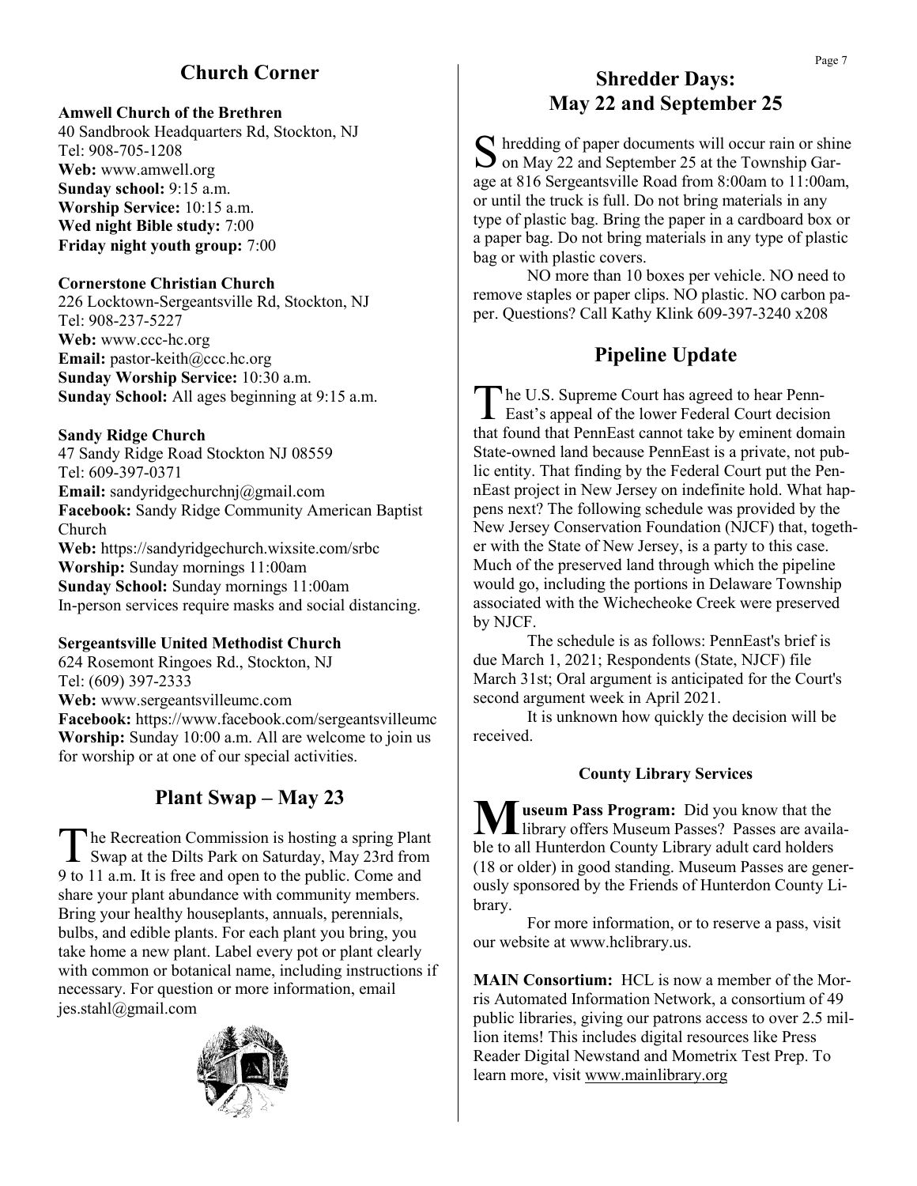## Church Corner

**Amwell Church of the Brethren**
40 Sandbrook Headquarters Rd, Stockton, NJ
Tel: 908-705-1208
**Web:** www.amwell.org
**Sunday school:** 9:15 a.m.
**Worship Service:** 10:15 a.m.
**Wed night Bible study:** 7:00
**Friday night youth group:** 7:00

**Cornerstone Christian Church**
226 Locktown-Sergeantsville Rd, Stockton, NJ
Tel: 908-237-5227
**Web:** www.ccc-hc.org
**Email:** pastor-keith@ccc.hc.org
**Sunday Worship Service:** 10:30 a.m.
**Sunday School:** All ages beginning at 9:15 a.m.

**Sandy Ridge Church**
47 Sandy Ridge Road Stockton NJ 08559
Tel: 609-397-0371
**Email:** sandyridgechurchnj@gmail.com
**Facebook:** Sandy Ridge Community American Baptist Church
**Web:** https://sandyridgechurch.wixsite.com/srbc
**Worship:** Sunday mornings 11:00am
**Sunday School:** Sunday mornings 11:00am
In-person services require masks and social distancing.

**Sergeantsville United Methodist Church**
624 Rosemont Ringoes Rd., Stockton, NJ
Tel: (609) 397-2333
**Web:** www.sergeantsvilleumc.com
**Facebook:** https://www.facebook.com/sergeantsvilleumc
**Worship:** Sunday 10:00 a.m. All are welcome to join us for worship or at one of our special activities.

## Plant Swap – May 23

The Recreation Commission is hosting a spring Plant Swap at the Dilts Park on Saturday, May 23rd from 9 to 11 a.m. It is free and open to the public. Come and share your plant abundance with community members. Bring your healthy houseplants, annuals, perennials, bulbs, and edible plants. For each plant you bring, you take home a new plant. Label every pot or plant clearly with common or botanical name, including instructions if necessary. For question or more information, email jes.stahl@gmail.com

## Shredder Days: May 22 and September 25

Shredding of paper documents will occur rain or shine on May 22 and September 25 at the Township Garage at 816 Sergeantsville Road from 8:00am to 11:00am, or until the truck is full. Do not bring materials in any type of plastic bag. Bring the paper in a cardboard box or a paper bag. Do not bring materials in any type of plastic bag or with plastic covers.

NO more than 10 boxes per vehicle. NO need to remove staples or paper clips. NO plastic. NO carbon paper. Questions? Call Kathy Klink 609-397-3240 x208

## Pipeline Update

The U.S. Supreme Court has agreed to hear PennEast's appeal of the lower Federal Court decision that found that PennEast cannot take by eminent domain State-owned land because PennEast is a private, not public entity. That finding by the Federal Court put the PennEast project in New Jersey on indefinite hold. What happens next? The following schedule was provided by the New Jersey Conservation Foundation (NJCF) that, together with the State of New Jersey, is a party to this case. Much of the preserved land through which the pipeline would go, including the portions in Delaware Township associated with the Wichecheoke Creek were preserved by NJCF.

The schedule is as follows: PennEast's brief is due March 1, 2021; Respondents (State, NJCF) file March 31st; Oral argument is anticipated for the Court's second argument week in April 2021.

It is unknown how quickly the decision will be received.

### County Library Services

**Museum Pass Program:** Did you know that the library offers Museum Passes? Passes are available to all Hunterdon County Library adult card holders (18 or older) in good standing. Museum Passes are generously sponsored by the Friends of Hunterdon County Library.

For more information, or to reserve a pass, visit our website at www.hclibrary.us.

**MAIN Consortium:** HCL is now a member of the Morris Automated Information Network, a consortium of 49 public libraries, giving our patrons access to over 2.5 million items! This includes digital resources like Press Reader Digital Newstand and Mometrix Test Prep. To learn more, visit www.mainlibrary.org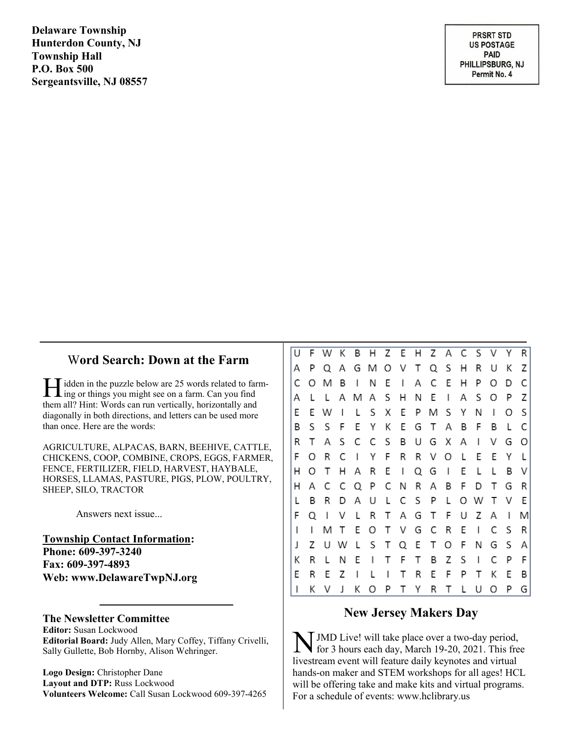**Delaware Township**
**Hunterdon County, NJ**
**Township Hall**
**P.O. Box 500**
**Sergeantsville, NJ 08557**

PRSRT STD
US POSTAGE
PAID
PHILLIPSBURG, NJ
Permit No. 4

## Word Search: Down at the Farm

Hidden in the puzzle below are 25 words related to farming or things you might see on a farm. Can you find them all? Hint: Words can run vertically, horizontally and diagonally in both directions, and letters can be used more than once. Here are the words:

AGRICULTURE, ALPACAS, BARN, BEEHIVE, CATTLE, CHICKENS, COOP, COMBINE, CROPS, EGGS, FARMER, FENCE, FERTILIZER, FIELD, HARVEST, HAYBALE, HORSES, LLAMAS, PASTURE, PIGS, PLOW, POULTRY, SHEEP, SILO, TRACTOR

Answers next issue...

| | | | | | | | | | | | | | | | |
|---|---|---|---|---|---|---|---|---|---|---|---|---|---|---|---|
| U | F | W | K | B | H | Z | E | H | Z | A | C | S | V | Y | R |
| A | P | Q | A | G | M | O | V | T | Q | S | H | R | U | K | Z |
| C | O | M | B | I | N | E | I | A | C | E | H | P | O | D | C |
| A | L | L | A | M | A | S | H | N | E | I | A | S | O | P | Z |
| E | E | W | I | L | S | X | E | P | M | S | Y | N | I | O | S |
| B | S | S | F | E | Y | K | E | G | T | A | B | F | B | L | C |
| R | T | A | S | C | C | S | B | U | G | X | A | I | V | G | O |
| F | O | R | C | I | Y | F | R | R | V | O | L | E | E | Y | L |
| H | O | T | H | A | R | E | I | Q | G | I | E | L | L | B | V |
| H | A | C | C | Q | P | C | N | R | A | B | F | D | T | G | R |
| L | B | R | D | A | U | L | C | S | P | L | O | W | T | V | E |
| F | Q | I | V | L | R | T | A | G | T | F | U | Z | A | I | M |
| I | I | M | T | E | O | T | V | G | C | R | E | I | C | S | R |
| J | Z | U | W | L | S | T | Q | E | T | O | F | N | G | S | A |
| K | R | L | N | E | I | T | F | T | B | Z | S | I | C | P | F |
| E | R | E | Z | I | L | I | T | R | E | F | P | T | K | E | B |
| I | K | V | J | K | O | P | T | Y | R | T | L | U | O | P | G |

**Township Contact Information:**
**Phone: 609-397-3240**
**Fax: 609-397-4893**
**Web: www.DelawareTwpNJ.org**

### The Newsletter Committee

**Editor:** Susan Lockwood
**Editorial Board:** Judy Allen, Mary Coffey, Tiffany Crivelli, Sally Gullette, Bob Hornby, Alison Wehringer.

**Logo Design:** Christopher Dane
**Layout and DTP:** Russ Lockwood
**Volunteers Welcome:** Call Susan Lockwood 609-397-4265

## New Jersey Makers Day

NJMD Live! will take place over a two-day period, for 3 hours each day, March 19-20, 2021. This free livestream event will feature daily keynotes and virtual hands-on maker and STEM workshops for all ages! HCL will be offering take and make kits and virtual programs. For a schedule of events: www.hclibrary.us